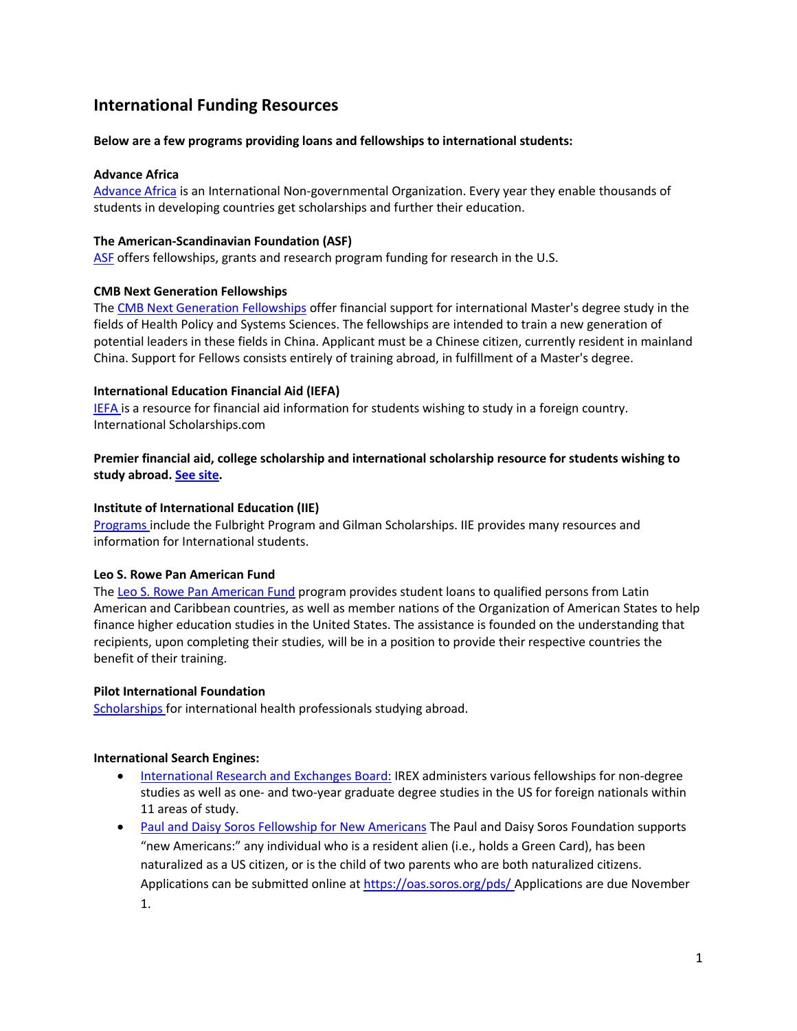# International Funding Resources

**Below are a few programs providing loans and fellowships to international students:**

**Advance Africa**
Advance Africa is an International Non-governmental Organization. Every year they enable thousands of students in developing countries get scholarships and further their education.

**The American-Scandinavian Foundation (ASF)**
ASF offers fellowships, grants and research program funding for research in the U.S.

**CMB Next Generation Fellowships**
The CMB Next Generation Fellowships offer financial support for international Master's degree study in the fields of Health Policy and Systems Sciences. The fellowships are intended to train a new generation of potential leaders in these fields in China. Applicant must be a Chinese citizen, currently resident in mainland China. Support for Fellows consists entirely of training abroad, in fulfillment of a Master's degree.

**International Education Financial Aid (IEFA)**
IEFA is a resource for financial aid information for students wishing to study in a foreign country.
International Scholarships.com

**Premier financial aid, college scholarship and international scholarship resource for students wishing to study abroad. See site.**

**Institute of International Education (IIE)**
Programs include the Fulbright Program and Gilman Scholarships. IIE provides many resources and information for International students.

**Leo S. Rowe Pan American Fund**
The Leo S. Rowe Pan American Fund program provides student loans to qualified persons from Latin American and Caribbean countries, as well as member nations of the Organization of American States to help finance higher education studies in the United States. The assistance is founded on the understanding that recipients, upon completing their studies, will be in a position to provide their respective countries the benefit of their training.

**Pilot International Foundation**
Scholarships for international health professionals studying abroad.

**International Search Engines:**

- International Research and Exchanges Board: IREX administers various fellowships for non-degree studies as well as one- and two-year graduate degree studies in the US for foreign nationals within 11 areas of study.
- Paul and Daisy Soros Fellowship for New Americans The Paul and Daisy Soros Foundation supports "new Americans:" any individual who is a resident alien (i.e., holds a Green Card), has been naturalized as a US citizen, or is the child of two parents who are both naturalized citizens. Applications can be submitted online at https://oas.soros.org/pds/ Applications are due November 1.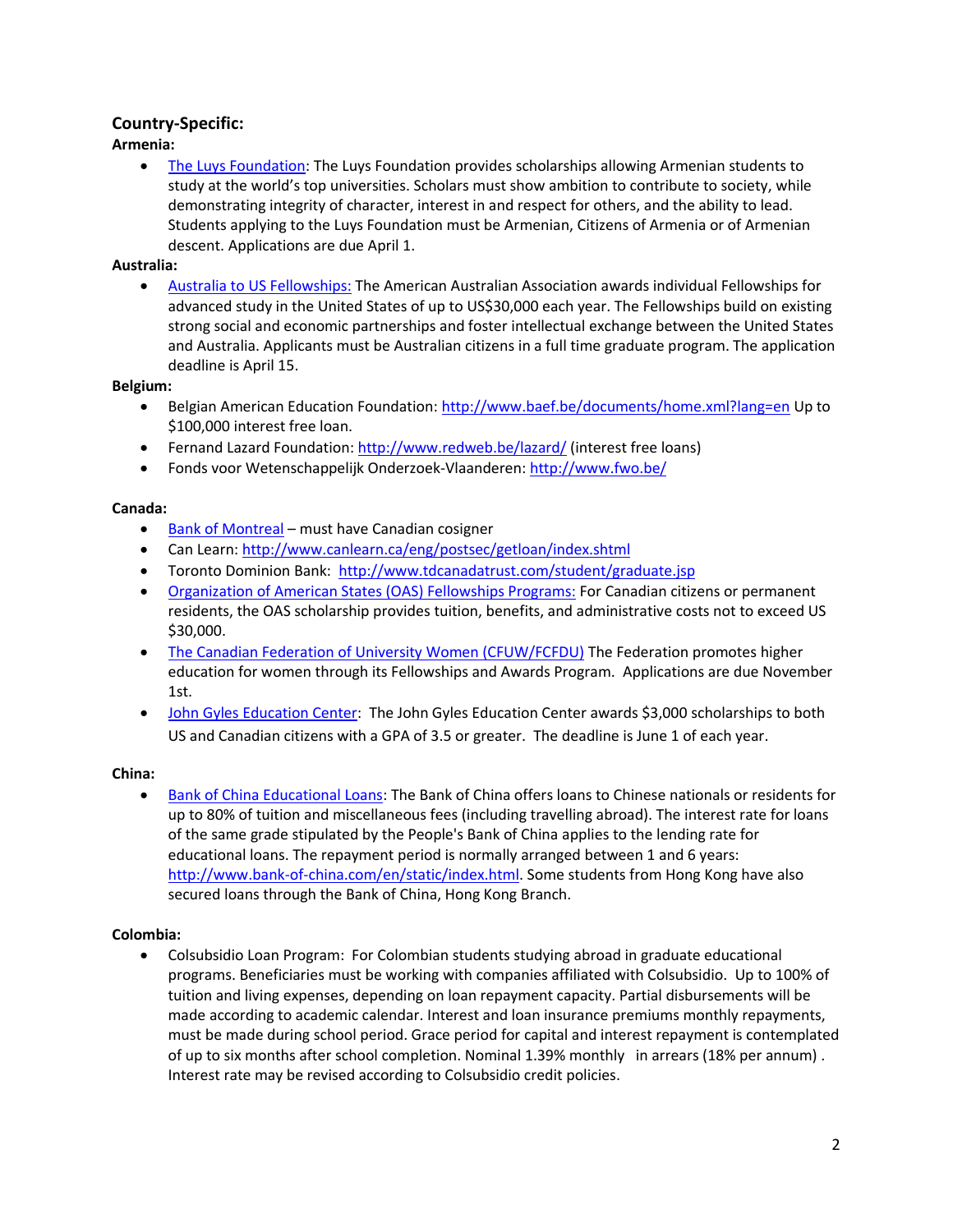## Country-Specific:

**Armenia:**

- The Luys Foundation: The Luys Foundation provides scholarships allowing Armenian students to study at the world's top universities. Scholars must show ambition to contribute to society, while demonstrating integrity of character, interest in and respect for others, and the ability to lead. Students applying to the Luys Foundation must be Armenian, Citizens of Armenia or of Armenian descent. Applications are due April 1.

**Australia:**

- Australia to US Fellowships: The American Australian Association awards individual Fellowships for advanced study in the United States of up to US$30,000 each year. The Fellowships build on existing strong social and economic partnerships and foster intellectual exchange between the United States and Australia. Applicants must be Australian citizens in a full time graduate program. The application deadline is April 15.

**Belgium:**

- Belgian American Education Foundation: http://www.baef.be/documents/home.xml?lang=en Up to $100,000 interest free loan.
- Fernand Lazard Foundation: http://www.redweb.be/lazard/ (interest free loans)
- Fonds voor Wetenschappelijk Onderzoek-Vlaanderen: http://www.fwo.be/

**Canada:**

- Bank of Montreal – must have Canadian cosigner
- Can Learn: http://www.canlearn.ca/eng/postsec/getloan/index.shtml
- Toronto Dominion Bank: http://www.tdcanadatrust.com/student/graduate.jsp
- Organization of American States (OAS) Fellowships Programs: For Canadian citizens or permanent residents, the OAS scholarship provides tuition, benefits, and administrative costs not to exceed US $30,000.
- The Canadian Federation of University Women (CFUW/FCFDU) The Federation promotes higher education for women through its Fellowships and Awards Program. Applications are due November 1st.
- John Gyles Education Center: The John Gyles Education Center awards $3,000 scholarships to both US and Canadian citizens with a GPA of 3.5 or greater. The deadline is June 1 of each year.

**China:**

- Bank of China Educational Loans: The Bank of China offers loans to Chinese nationals or residents for up to 80% of tuition and miscellaneous fees (including travelling abroad). The interest rate for loans of the same grade stipulated by the People's Bank of China applies to the lending rate for educational loans. The repayment period is normally arranged between 1 and 6 years: http://www.bank-of-china.com/en/static/index.html. Some students from Hong Kong have also secured loans through the Bank of China, Hong Kong Branch.

**Colombia:**

- Colsubsidio Loan Program: For Colombian students studying abroad in graduate educational programs. Beneficiaries must be working with companies affiliated with Colsubsidio. Up to 100% of tuition and living expenses, depending on loan repayment capacity. Partial disbursements will be made according to academic calendar. Interest and loan insurance premiums monthly repayments, must be made during school period. Grace period for capital and interest repayment is contemplated of up to six months after school completion. Nominal 1.39% monthly in arrears (18% per annum) . Interest rate may be revised according to Colsubsidio credit policies.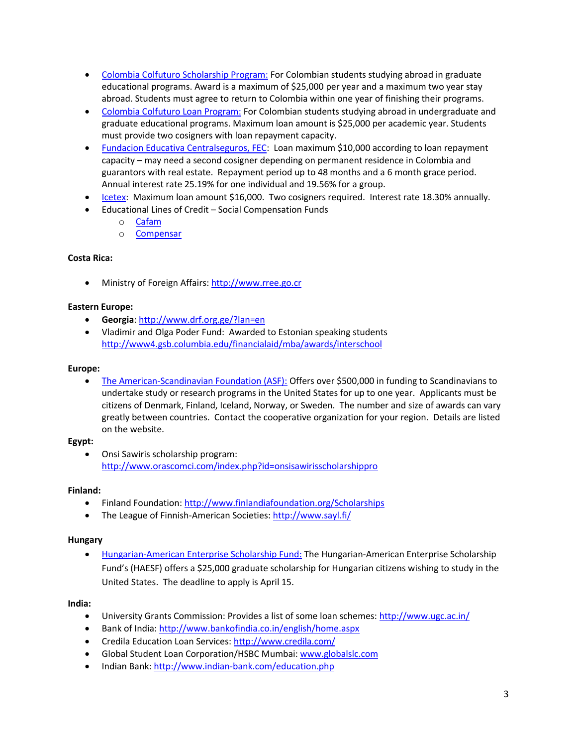- [Colombia Colfuturo Scholarship Program:]() For Colombian students studying abroad in graduate educational programs. Award is a maximum of $25,000 per year and a maximum two year stay abroad. Students must agree to return to Colombia within one year of finishing their programs.
- [Colombia Colfuturo Loan Program:]() For Colombian students studying abroad in undergraduate and graduate educational programs. Maximum loan amount is $25,000 per academic year. Students must provide two cosigners with loan repayment capacity.
- [Fundacion Educativa Centralseguros, FEC](): Loan maximum $10,000 according to loan repayment capacity – may need a second cosigner depending on permanent residence in Colombia and guarantors with real estate. Repayment period up to 48 months and a 6 month grace period. Annual interest rate 25.19% for one individual and 19.56% for a group.
- [Icetex](): Maximum loan amount $16,000. Two cosigners required. Interest rate 18.30% annually.
- Educational Lines of Credit – Social Compensation Funds
  - [Cafam]()
  - [Compensar]()

**Costa Rica:**

- Ministry of Foreign Affairs: http://www.rree.go.cr

**Eastern Europe:**

- **Georgia**: http://www.drf.org.ge/?lan=en
- Vladimir and Olga Poder Fund: Awarded to Estonian speaking students http://www4.gsb.columbia.edu/financialaid/mba/awards/interschool

**Europe:**

- [The American-Scandinavian Foundation (ASF):]() Offers over $500,000 in funding to Scandinavians to undertake study or research programs in the United States for up to one year. Applicants must be citizens of Denmark, Finland, Iceland, Norway, or Sweden. The number and size of awards can vary greatly between countries. Contact the cooperative organization for your region. Details are listed on the website.

**Egypt:**

- Onsi Sawiris scholarship program: http://www.orascomci.com/index.php?id=onsisawirisscholarshippro

**Finland:**

- Finland Foundation: http://www.finlandiafoundation.org/Scholarships
- The League of Finnish-American Societies: http://www.sayl.fi/

**Hungary**

- [Hungarian-American Enterprise Scholarship Fund:]() The Hungarian-American Enterprise Scholarship Fund's (HAESF) offers a $25,000 graduate scholarship for Hungarian citizens wishing to study in the United States. The deadline to apply is April 15.

**India:**

- University Grants Commission: Provides a list of some loan schemes: http://www.ugc.ac.in/
- Bank of India: http://www.bankofindia.co.in/english/home.aspx
- Credila Education Loan Services: http://www.credila.com/
- Global Student Loan Corporation/HSBC Mumbai: www.globalslc.com
- Indian Bank: http://www.indian-bank.com/education.php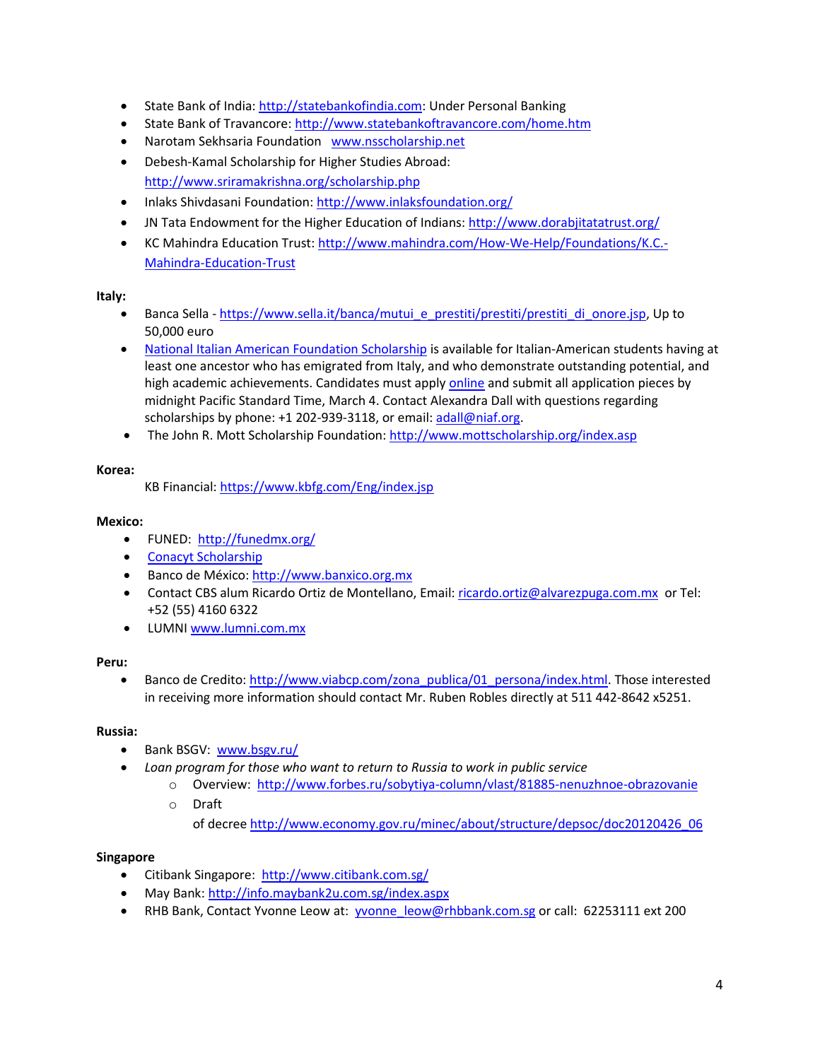- State Bank of India: http://statebankofindia.com: Under Personal Banking
- State Bank of Travancore: http://www.statebankoftravancore.com/home.htm
- Narotam Sekhsaria Foundation www.nsscholarship.net
- Debesh-Kamal Scholarship for Higher Studies Abroad: http://www.sriramakrishna.org/scholarship.php
- Inlaks Shivdasani Foundation: http://www.inlaksfoundation.org/
- JN Tata Endowment for the Higher Education of Indians: http://www.dorabjitatatrust.org/
- KC Mahindra Education Trust: http://www.mahindra.com/How-We-Help/Foundations/K.C.-Mahindra-Education-Trust

**Italy:**

- Banca Sella - https://www.sella.it/banca/mutui_e_prestiti/prestiti/prestiti_di_onore.jsp, Up to 50,000 euro
- National Italian American Foundation Scholarship is available for Italian-American students having at least one ancestor who has emigrated from Italy, and who demonstrate outstanding potential, and high academic achievements. Candidates must apply online and submit all application pieces by midnight Pacific Standard Time, March 4. Contact Alexandra Dall with questions regarding scholarships by phone: +1 202-939-3118, or email: adall@niaf.org.
- The John R. Mott Scholarship Foundation: http://www.mottscholarship.org/index.asp

**Korea:**

KB Financial: https://www.kbfg.com/Eng/index.jsp

**Mexico:**

- FUNED: http://funedmx.org/
- Conacyt Scholarship
- Banco de México: http://www.banxico.org.mx
- Contact CBS alum Ricardo Ortiz de Montellano, Email: ricardo.ortiz@alvarezpuga.com.mx or Tel: +52 (55) 4160 6322
- LUMNI www.lumni.com.mx

**Peru:**

- Banco de Credito: http://www.viabcp.com/zona_publica/01_persona/index.html. Those interested in receiving more information should contact Mr. Ruben Robles directly at 511 442-8642 x5251.

**Russia:**

- Bank BSGV: www.bsgv.ru/
- *Loan program for those who want to return to Russia to work in public service*
  - Overview: http://www.forbes.ru/sobytiya-column/vlast/81885-nenuzhnoe-obrazovanie
  - Draft of decree http://www.economy.gov.ru/minec/about/structure/depsoc/doc20120426_06

**Singapore**

- Citibank Singapore: http://www.citibank.com.sg/
- May Bank: http://info.maybank2u.com.sg/index.aspx
- RHB Bank, Contact Yvonne Leow at: yvonne_leow@rhbbank.com.sg or call: 62253111 ext 200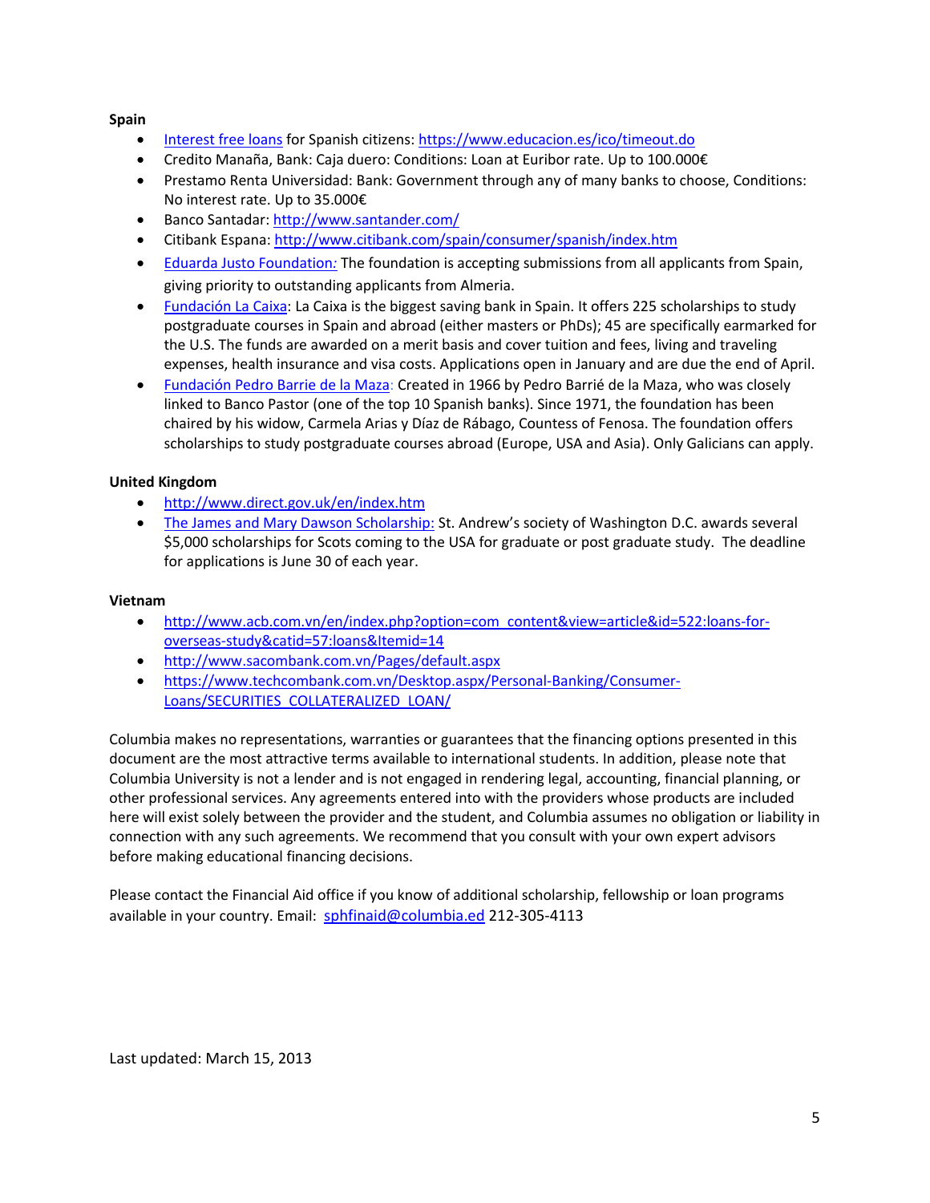**Spain**

- [Interest free loans](https://www.educacion.es/ico/timeout.do) for Spanish citizens: https://www.educacion.es/ico/timeout.do
- Credito Manaña, Bank: Caja duero: Conditions: Loan at Euribor rate. Up to 100.000€
- Prestamo Renta Universidad: Bank: Government through any of many banks to choose, Conditions: No interest rate. Up to 35.000€
- Banco Santadar: http://www.santander.com/
- Citibank Espana: http://www.citibank.com/spain/consumer/spanish/index.htm
- Eduarda Justo Foundation*:* The foundation is accepting submissions from all applicants from Spain, giving priority to outstanding applicants from Almeria.
- Fundación La Caixa: La Caixa is the biggest saving bank in Spain. It offers 225 scholarships to study postgraduate courses in Spain and abroad (either masters or PhDs); 45 are specifically earmarked for the U.S. The funds are awarded on a merit basis and cover tuition and fees, living and traveling expenses, health insurance and visa costs. Applications open in January and are due the end of April.
- Fundación Pedro Barrie de la Maza: Created in 1966 by Pedro Barrié de la Maza, who was closely linked to Banco Pastor (one of the top 10 Spanish banks). Since 1971, the foundation has been chaired by his widow, Carmela Arias y Díaz de Rábago, Countess of Fenosa. The foundation offers scholarships to study postgraduate courses abroad (Europe, USA and Asia). Only Galicians can apply.

**United Kingdom**

- http://www.direct.gov.uk/en/index.htm
- The James and Mary Dawson Scholarship: St. Andrew's society of Washington D.C. awards several $5,000 scholarships for Scots coming to the USA for graduate or post graduate study. The deadline for applications is June 30 of each year.

**Vietnam**

- http://www.acb.com.vn/en/index.php?option=com_content&view=article&id=522:loans-for-overseas-study&catid=57:loans&Itemid=14
- http://www.sacombank.com.vn/Pages/default.aspx
- https://www.techcombank.com.vn/Desktop.aspx/Personal-Banking/Consumer-Loans/SECURITIES_COLLATERALIZED_LOAN/

Columbia makes no representations, warranties or guarantees that the financing options presented in this document are the most attractive terms available to international students. In addition, please note that Columbia University is not a lender and is not engaged in rendering legal, accounting, financial planning, or other professional services. Any agreements entered into with the providers whose products are included here will exist solely between the provider and the student, and Columbia assumes no obligation or liability in connection with any such agreements. We recommend that you consult with your own expert advisors before making educational financing decisions.

Please contact the Financial Aid office if you know of additional scholarship, fellowship or loan programs available in your country. Email: sphfinaid@columbia.ed 212-305-4113

Last updated: March 15, 2013